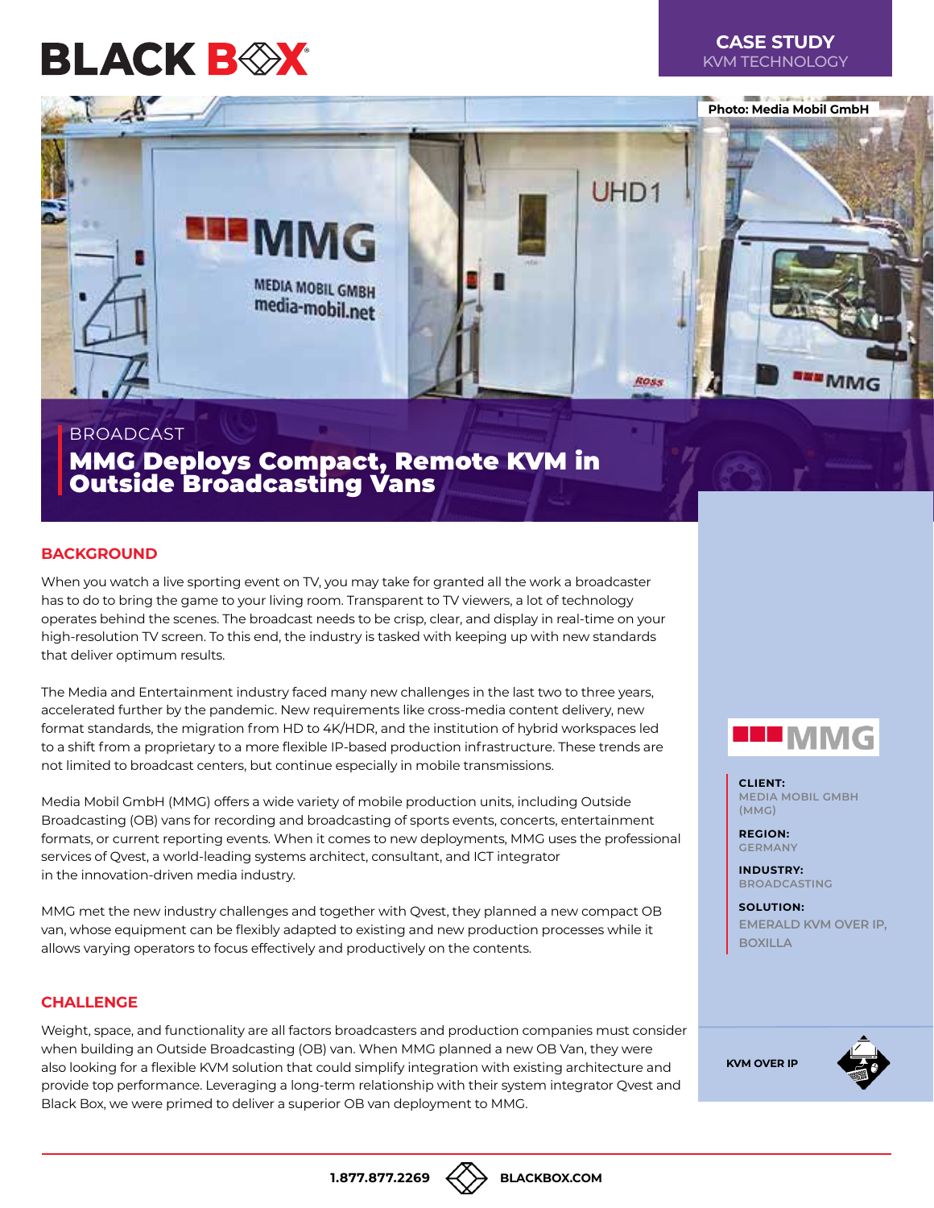CASE STUDY
KVM TECHNOLOGY

Photo: Media Mobil GmbH

BROADCAST

# MMG Deploys Compact, Remote KVM in Outside Broadcasting Vans

## BACKGROUND

When you watch a live sporting event on TV, you may take for granted all the work a broadcaster has to do to bring the game to your living room. Transparent to TV viewers, a lot of technology operates behind the scenes. The broadcast needs to be crisp, clear, and display in real-time on your high-resolution TV screen. To this end, the industry is tasked with keeping up with new standards that deliver optimum results.

The Media and Entertainment industry faced many new challenges in the last two to three years, accelerated further by the pandemic. New requirements like cross-media content delivery, new format standards, the migration from HD to 4K/HDR, and the institution of hybrid workspaces led to a shift from a proprietary to a more flexible IP-based production infrastructure. These trends are not limited to broadcast centers, but continue especially in mobile transmissions.

Media Mobil GmbH (MMG) offers a wide variety of mobile production units, including Outside Broadcasting (OB) vans for recording and broadcasting of sports events, concerts, entertainment formats, or current reporting events. When it comes to new deployments, MMG uses the professional services of Qvest, a world-leading systems architect, consultant, and ICT integrator in the innovation-driven media industry.

MMG met the new industry challenges and together with Qvest, they planned a new compact OB van, whose equipment can be flexibly adapted to existing and new production processes while it allows varying operators to focus effectively and productively on the contents.

## CHALLENGE

Weight, space, and functionality are all factors broadcasters and production companies must consider when building an Outside Broadcasting (OB) van. When MMG planned a new OB Van, they were also looking for a flexible KVM solution that could simplify integration with existing architecture and provide top performance. Leveraging a long-term relationship with their system integrator Qvest and Black Box, we were primed to deliver a superior OB van deployment to MMG.

**CLIENT:**
MEDIA MOBIL GMBH (MMG)

**REGION:**
GERMANY

**INDUSTRY:**
BROADCASTING

**SOLUTION:**
EMERALD KVM OVER IP, BOXILLA

KVM OVER IP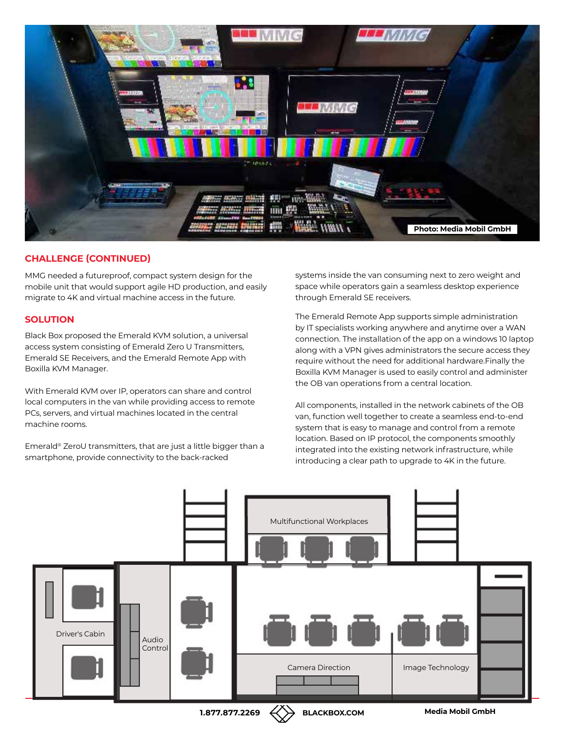Photo: Media Mobil GmbH

## CHALLENGE (CONTINUED)

MMG needed a futureproof, compact system design for the mobile unit that would support agile HD production, and easily migrate to 4K and virtual machine access in the future.

## SOLUTION

Black Box proposed the Emerald KVM solution, a universal access system consisting of Emerald Zero U Transmitters, Emerald SE Receivers, and the Emerald Remote App with Boxilla KVM Manager.

With Emerald KVM over IP, operators can share and control local computers in the van while providing access to remote PCs, servers, and virtual machines located in the central machine rooms.

Emerald® ZeroU transmitters, that are just a little bigger than a smartphone, provide connectivity to the back-racked systems inside the van consuming next to zero weight and space while operators gain a seamless desktop experience through Emerald SE receivers.

The Emerald Remote App supports simple administration by IT specialists working anywhere and anytime over a WAN connection. The installation of the app on a windows 10 laptop along with a VPN gives administrators the secure access they require without the need for additional hardware.Finally the Boxilla KVM Manager is used to easily control and administer the OB van operations from a central location.

All components, installed in the network cabinets of the OB van, function well together to create a seamless end-to-end system that is easy to manage and control from a remote location. Based on IP protocol, the components smoothly integrated into the existing network infrastructure, while introducing a clear path to upgrade to 4K in the future.

Multifunctional Workplaces

Driver's Cabin

Audio Control

Camera Direction

Image Technology

Media Mobil GmbH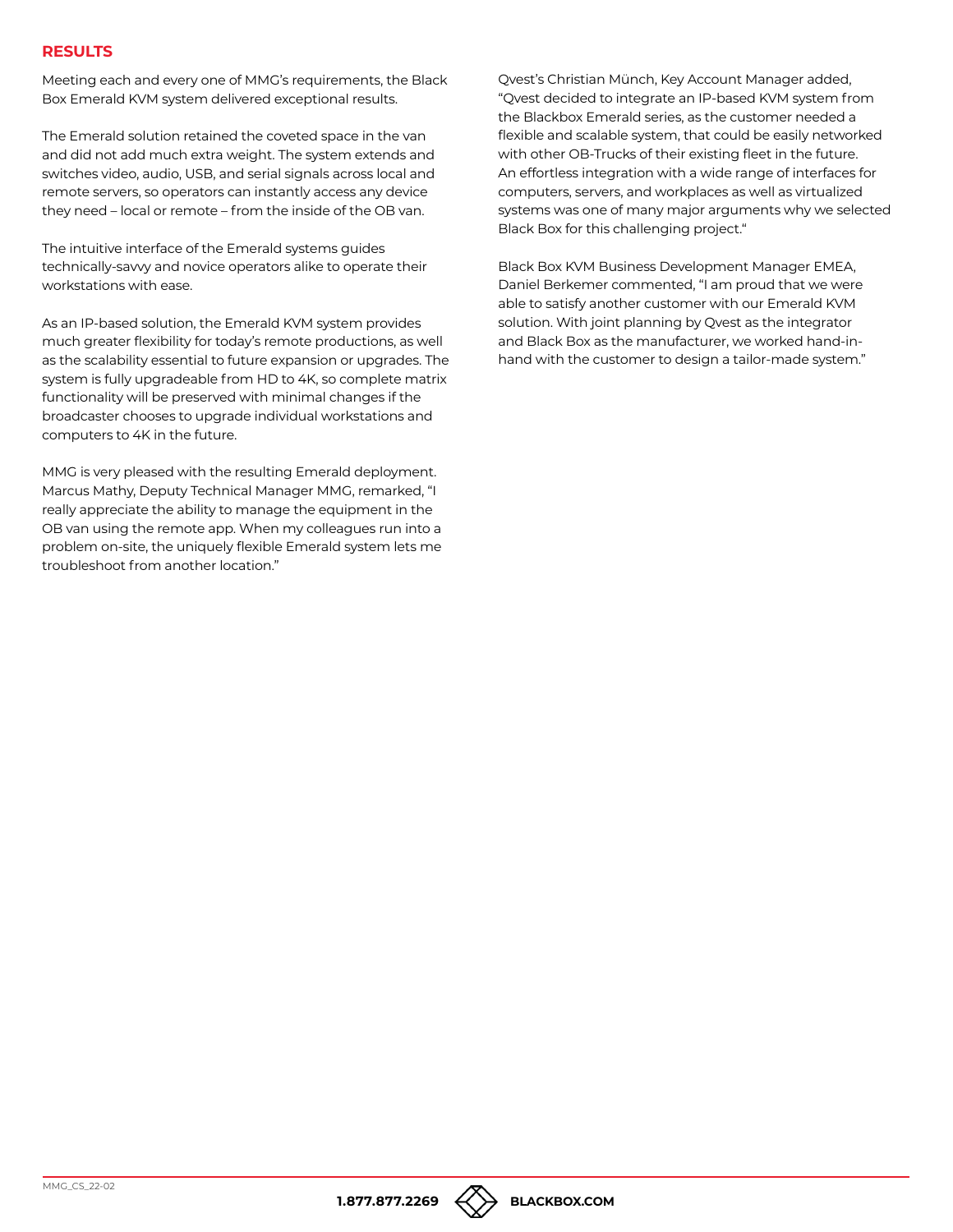## RESULTS

Meeting each and every one of MMG's requirements, the Black Box Emerald KVM system delivered exceptional results.

The Emerald solution retained the coveted space in the van and did not add much extra weight. The system extends and switches video, audio, USB, and serial signals across local and remote servers, so operators can instantly access any device they need – local or remote – from the inside of the OB van.

The intuitive interface of the Emerald systems guides technically-savvy and novice operators alike to operate their workstations with ease.

As an IP-based solution, the Emerald KVM system provides much greater flexibility for today's remote productions, as well as the scalability essential to future expansion or upgrades. The system is fully upgradeable from HD to 4K, so complete matrix functionality will be preserved with minimal changes if the broadcaster chooses to upgrade individual workstations and computers to 4K in the future.

MMG is very pleased with the resulting Emerald deployment. Marcus Mathy, Deputy Technical Manager MMG, remarked, "I really appreciate the ability to manage the equipment in the OB van using the remote app. When my colleagues run into a problem on-site, the uniquely flexible Emerald system lets me troubleshoot from another location."

Qvest's Christian Münch, Key Account Manager added, "Qvest decided to integrate an IP-based KVM system from the Blackbox Emerald series, as the customer needed a flexible and scalable system, that could be easily networked with other OB-Trucks of their existing fleet in the future. An effortless integration with a wide range of interfaces for computers, servers, and workplaces as well as virtualized systems was one of many major arguments why we selected Black Box for this challenging project."

Black Box KVM Business Development Manager EMEA, Daniel Berkemer commented, "I am proud that we were able to satisfy another customer with our Emerald KVM solution. With joint planning by Qvest as the integrator and Black Box as the manufacturer, we worked hand-in-hand with the customer to design a tailor-made system."

MMG_CS_22-02

1.877.877.2269 BLACKBOX.COM